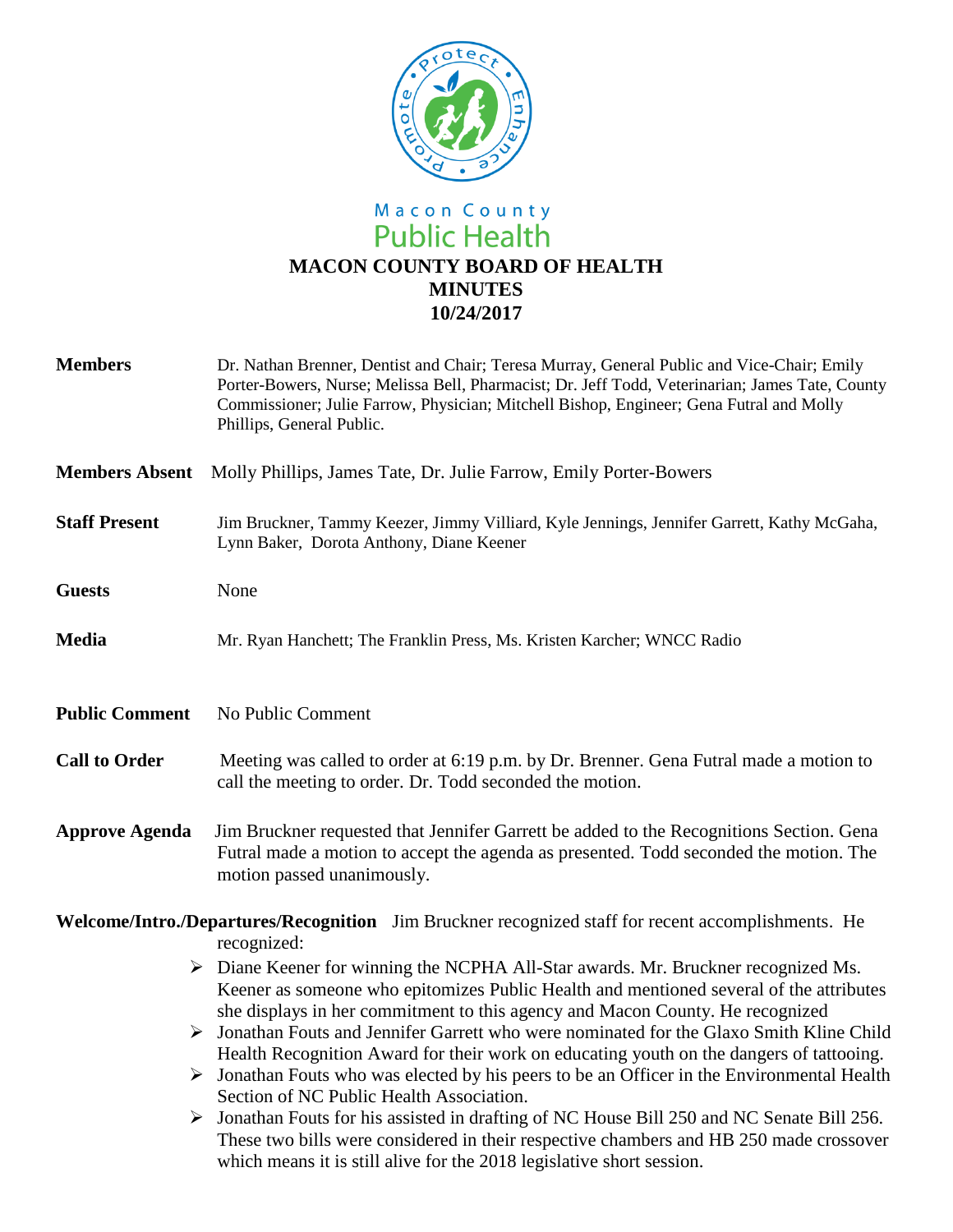Macon County
Public Health

# MACON COUNTY BOARD OF HEALTH
## MINUTES
## 10/24/2017

**Members** Dr. Nathan Brenner, Dentist and Chair; Teresa Murray, General Public and Vice-Chair; Emily Porter-Bowers, Nurse; Melissa Bell, Pharmacist; Dr. Jeff Todd, Veterinarian; James Tate, County Commissioner; Julie Farrow, Physician; Mitchell Bishop, Engineer; Gena Futral and Molly Phillips, General Public.

**Members Absent** Molly Phillips, James Tate, Dr. Julie Farrow, Emily Porter-Bowers

**Staff Present** Jim Bruckner, Tammy Keezer, Jimmy Villiard, Kyle Jennings, Jennifer Garrett, Kathy McGaha, Lynn Baker, Dorota Anthony, Diane Keener

**Guests** None

**Media** Mr. Ryan Hanchett; The Franklin Press, Ms. Kristen Karcher; WNCC Radio

**Public Comment** No Public Comment

**Call to Order** Meeting was called to order at 6:19 p.m. by Dr. Brenner. Gena Futral made a motion to call the meeting to order. Dr. Todd seconded the motion.

**Approve Agenda** Jim Bruckner requested that Jennifer Garrett be added to the Recognitions Section. Gena Futral made a motion to accept the agenda as presented. Todd seconded the motion. The motion passed unanimously.

**Welcome/Intro./Departures/Recognition** Jim Bruckner recognized staff for recent accomplishments. He recognized:

- Diane Keener for winning the NCPHA All-Star awards. Mr. Bruckner recognized Ms. Keener as someone who epitomizes Public Health and mentioned several of the attributes she displays in her commitment to this agency and Macon County. He recognized
- Jonathan Fouts and Jennifer Garrett who were nominated for the Glaxo Smith Kline Child Health Recognition Award for their work on educating youth on the dangers of tattooing.
- Jonathan Fouts who was elected by his peers to be an Officer in the Environmental Health Section of NC Public Health Association.
- Jonathan Fouts for his assisted in drafting of NC House Bill 250 and NC Senate Bill 256. These two bills were considered in their respective chambers and HB 250 made crossover which means it is still alive for the 2018 legislative short session.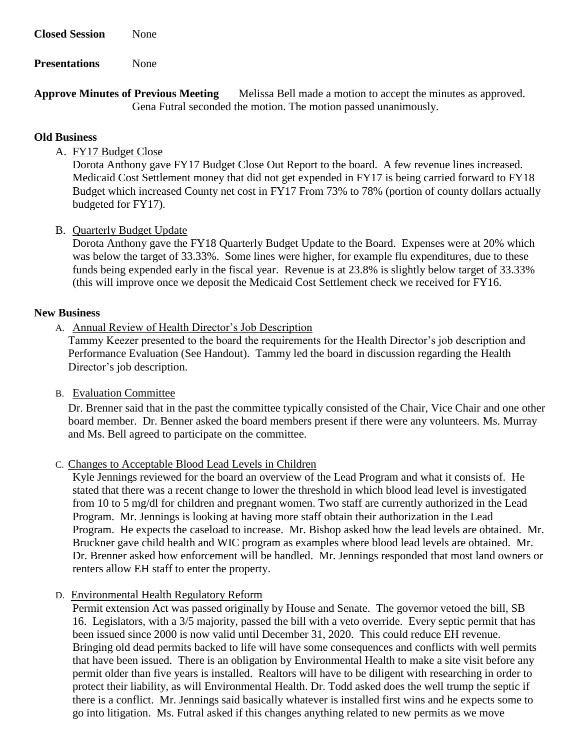**Closed Session** None

**Presentations** None

**Approve Minutes of Previous Meeting** Melissa Bell made a motion to accept the minutes as approved. Gena Futral seconded the motion. The motion passed unanimously.

**Old Business**

A. FY17 Budget Close

Dorota Anthony gave FY17 Budget Close Out Report to the board. A few revenue lines increased. Medicaid Cost Settlement money that did not get expended in FY17 is being carried forward to FY18 Budget which increased County net cost in FY17 From 73% to 78% (portion of county dollars actually budgeted for FY17).

B. Quarterly Budget Update

Dorota Anthony gave the FY18 Quarterly Budget Update to the Board. Expenses were at 20% which was below the target of 33.33%. Some lines were higher, for example flu expenditures, due to these funds being expended early in the fiscal year. Revenue is at 23.8% is slightly below target of 33.33% (this will improve once we deposit the Medicaid Cost Settlement check we received for FY16.

**New Business**

A. Annual Review of Health Director's Job Description

Tammy Keezer presented to the board the requirements for the Health Director's job description and Performance Evaluation (See Handout). Tammy led the board in discussion regarding the Health Director's job description.

B. Evaluation Committee

Dr. Brenner said that in the past the committee typically consisted of the Chair, Vice Chair and one other board member. Dr. Benner asked the board members present if there were any volunteers. Ms. Murray and Ms. Bell agreed to participate on the committee.

C. Changes to Acceptable Blood Lead Levels in Children

Kyle Jennings reviewed for the board an overview of the Lead Program and what it consists of. He stated that there was a recent change to lower the threshold in which blood lead level is investigated from 10 to 5 mg/dl for children and pregnant women. Two staff are currently authorized in the Lead Program. Mr. Jennings is looking at having more staff obtain their authorization in the Lead Program. He expects the caseload to increase. Mr. Bishop asked how the lead levels are obtained. Mr. Bruckner gave child health and WIC program as examples where blood lead levels are obtained. Mr. Dr. Brenner asked how enforcement will be handled. Mr. Jennings responded that most land owners or renters allow EH staff to enter the property.

D. Environmental Health Regulatory Reform

Permit extension Act was passed originally by House and Senate. The governor vetoed the bill, SB 16. Legislators, with a 3/5 majority, passed the bill with a veto override. Every septic permit that has been issued since 2000 is now valid until December 31, 2020. This could reduce EH revenue. Bringing old dead permits backed to life will have some consequences and conflicts with well permits that have been issued. There is an obligation by Environmental Health to make a site visit before any permit older than five years is installed. Realtors will have to be diligent with researching in order to protect their liability, as will Environmental Health. Dr. Todd asked does the well trump the septic if there is a conflict. Mr. Jennings said basically whatever is installed first wins and he expects some to go into litigation. Ms. Futral asked if this changes anything related to new permits as we move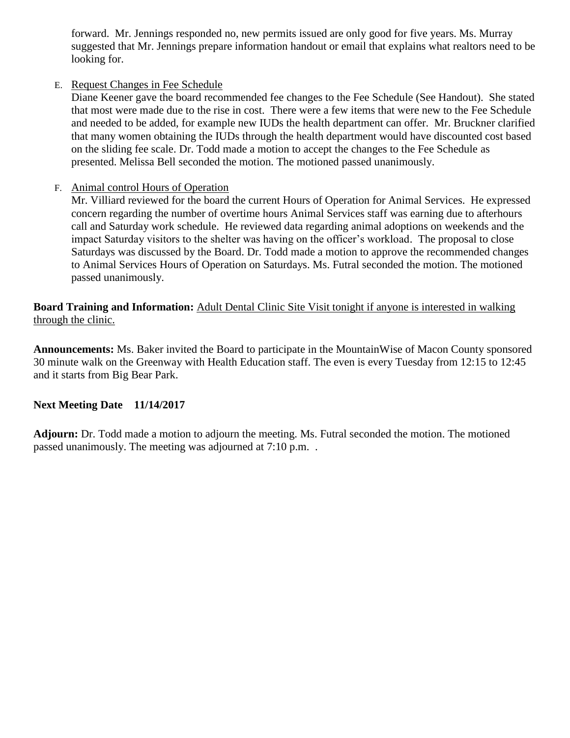forward. Mr. Jennings responded no, new permits issued are only good for five years. Ms. Murray suggested that Mr. Jennings prepare information handout or email that explains what realtors need to be looking for.

E. Request Changes in Fee Schedule

Diane Keener gave the board recommended fee changes to the Fee Schedule (See Handout). She stated that most were made due to the rise in cost. There were a few items that were new to the Fee Schedule and needed to be added, for example new IUDs the health department can offer. Mr. Bruckner clarified that many women obtaining the IUDs through the health department would have discounted cost based on the sliding fee scale. Dr. Todd made a motion to accept the changes to the Fee Schedule as presented. Melissa Bell seconded the motion. The motioned passed unanimously.

F. Animal control Hours of Operation

Mr. Villiard reviewed for the board the current Hours of Operation for Animal Services. He expressed concern regarding the number of overtime hours Animal Services staff was earning due to afterhours call and Saturday work schedule. He reviewed data regarding animal adoptions on weekends and the impact Saturday visitors to the shelter was having on the officer's workload. The proposal to close Saturdays was discussed by the Board. Dr. Todd made a motion to approve the recommended changes to Animal Services Hours of Operation on Saturdays. Ms. Futral seconded the motion. The motioned passed unanimously.

**Board Training and Information:** Adult Dental Clinic Site Visit tonight if anyone is interested in walking through the clinic.

**Announcements:** Ms. Baker invited the Board to participate in the MountainWise of Macon County sponsored 30 minute walk on the Greenway with Health Education staff. The even is every Tuesday from 12:15 to 12:45 and it starts from Big Bear Park.

**Next Meeting Date 11/14/2017**

**Adjourn:** Dr. Todd made a motion to adjourn the meeting. Ms. Futral seconded the motion. The motioned passed unanimously. The meeting was adjourned at 7:10 p.m. .